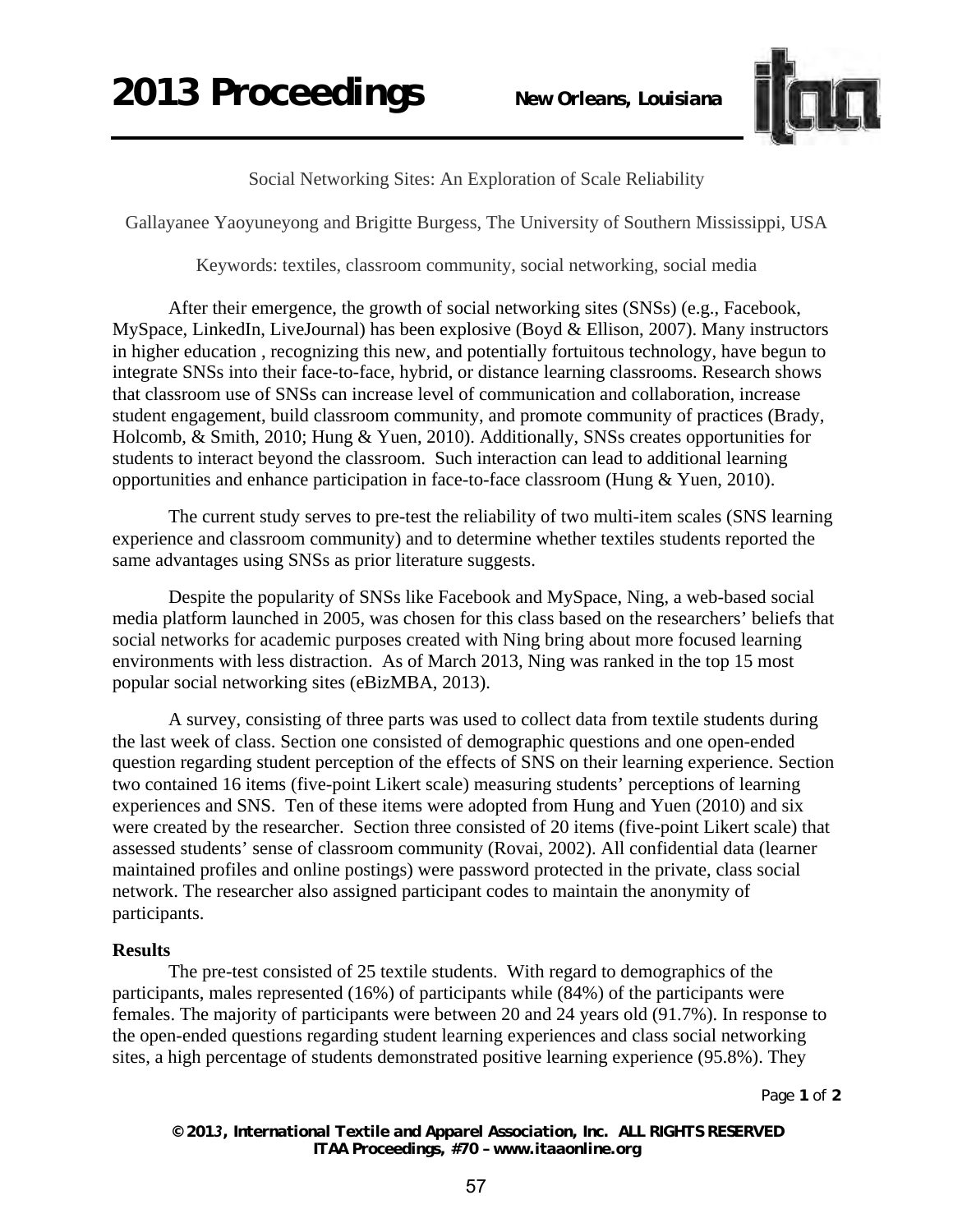Social Networking Sites: An Exploration of Scale Reliability

Gallayanee Yaoyuneyong and Brigitte Burgess, The University of Southern Mississippi, USA

Keywords: textiles, classroom community, social networking, social media

After their emergence, the growth of social networking sites (SNSs) (e.g., Facebook, MySpace, LinkedIn, LiveJournal) has been explosive (Boyd & Ellison, 2007). Many instructors in higher education , recognizing this new, and potentially fortuitous technology, have begun to integrate SNSs into their face-to-face, hybrid, or distance learning classrooms. Research shows that classroom use of SNSs can increase level of communication and collaboration, increase student engagement, build classroom community, and promote community of practices (Brady, Holcomb, & Smith, 2010; Hung & Yuen, 2010). Additionally, SNSs creates opportunities for students to interact beyond the classroom. Such interaction can lead to additional learning opportunities and enhance participation in face-to-face classroom (Hung & Yuen, 2010).

The current study serves to pre-test the reliability of two multi-item scales (SNS learning experience and classroom community) and to determine whether textiles students reported the same advantages using SNSs as prior literature suggests.

Despite the popularity of SNSs like Facebook and MySpace, Ning, a web-based social media platform launched in 2005, was chosen for this class based on the researchers' beliefs that social networks for academic purposes created with Ning bring about more focused learning environments with less distraction. As of March 2013, Ning was ranked in the top 15 most popular social networking sites (eBizMBA, 2013).

A survey, consisting of three parts was used to collect data from textile students during the last week of class. Section one consisted of demographic questions and one open-ended question regarding student perception of the effects of SNS on their learning experience. Section two contained 16 items (five-point Likert scale) measuring students' perceptions of learning experiences and SNS. Ten of these items were adopted from Hung and Yuen (2010) and six were created by the researcher. Section three consisted of 20 items (five-point Likert scale) that assessed students' sense of classroom community (Rovai, 2002). All confidential data (learner maintained profiles and online postings) were password protected in the private, class social network. The researcher also assigned participant codes to maintain the anonymity of participants.

**Results**

The pre-test consisted of 25 textile students. With regard to demographics of the participants, males represented (16%) of participants while (84%) of the participants were females. The majority of participants were between 20 and 24 years old (91.7%). In response to the open-ended questions regarding student learning experiences and class social networking sites, a high percentage of students demonstrated positive learning experience (95.8%). They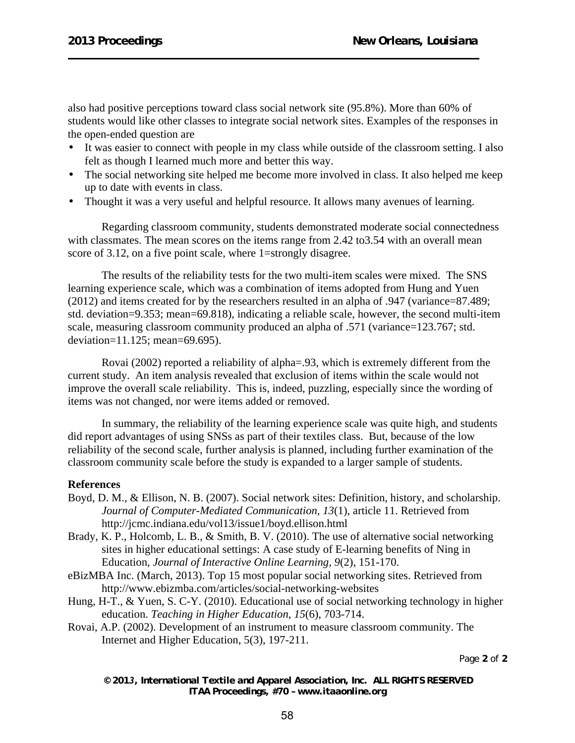also had positive perceptions toward class social network site (95.8%). More than 60% of students would like other classes to integrate social network sites. Examples of the responses in the open-ended question are

- It was easier to connect with people in my class while outside of the classroom setting. I also felt as though I learned much more and better this way.
- The social networking site helped me become more involved in class. It also helped me keep up to date with events in class.
- Thought it was a very useful and helpful resource. It allows many avenues of learning.

Regarding classroom community, students demonstrated moderate social connectedness with classmates. The mean scores on the items range from 2.42 to3.54 with an overall mean score of 3.12, on a five point scale, where 1=strongly disagree.

The results of the reliability tests for the two multi-item scales were mixed. The SNS learning experience scale, which was a combination of items adopted from Hung and Yuen (2012) and items created for by the researchers resulted in an alpha of .947 (variance=87.489; std. deviation=9.353; mean=69.818), indicating a reliable scale, however, the second multi-item scale, measuring classroom community produced an alpha of .571 (variance=123.767; std. deviation=11.125; mean=69.695).

Rovai (2002) reported a reliability of alpha=.93, which is extremely different from the current study. An item analysis revealed that exclusion of items within the scale would not improve the overall scale reliability. This is, indeed, puzzling, especially since the wording of items was not changed, nor were items added or removed.

In summary, the reliability of the learning experience scale was quite high, and students did report advantages of using SNSs as part of their textiles class. But, because of the low reliability of the second scale, further analysis is planned, including further examination of the classroom community scale before the study is expanded to a larger sample of students.

**References**

Boyd, D. M., & Ellison, N. B. (2007). Social network sites: Definition, history, and scholarship. *Journal of Computer-Mediated Communication*, *13*(1), article 11. Retrieved from http://jcmc.indiana.edu/vol13/issue1/boyd.ellison.html

Brady, K. P., Holcomb, L. B., & Smith, B. V. (2010). The use of alternative social networking sites in higher educational settings: A case study of E-learning benefits of Ning in Education, *Journal of Interactive Online Learning*, *9*(2), 151-170.

eBizMBA Inc. (March, 2013). Top 15 most popular social networking sites. Retrieved from http://www.ebizmba.com/articles/social-networking-websites

Hung, H-T., & Yuen, S. C-Y. (2010). Educational use of social networking technology in higher education. *Teaching in Higher Education*, *15*(6), 703-714.

Rovai, A.P. (2002). Development of an instrument to measure classroom community. The Internet and Higher Education, 5(3), 197-211.